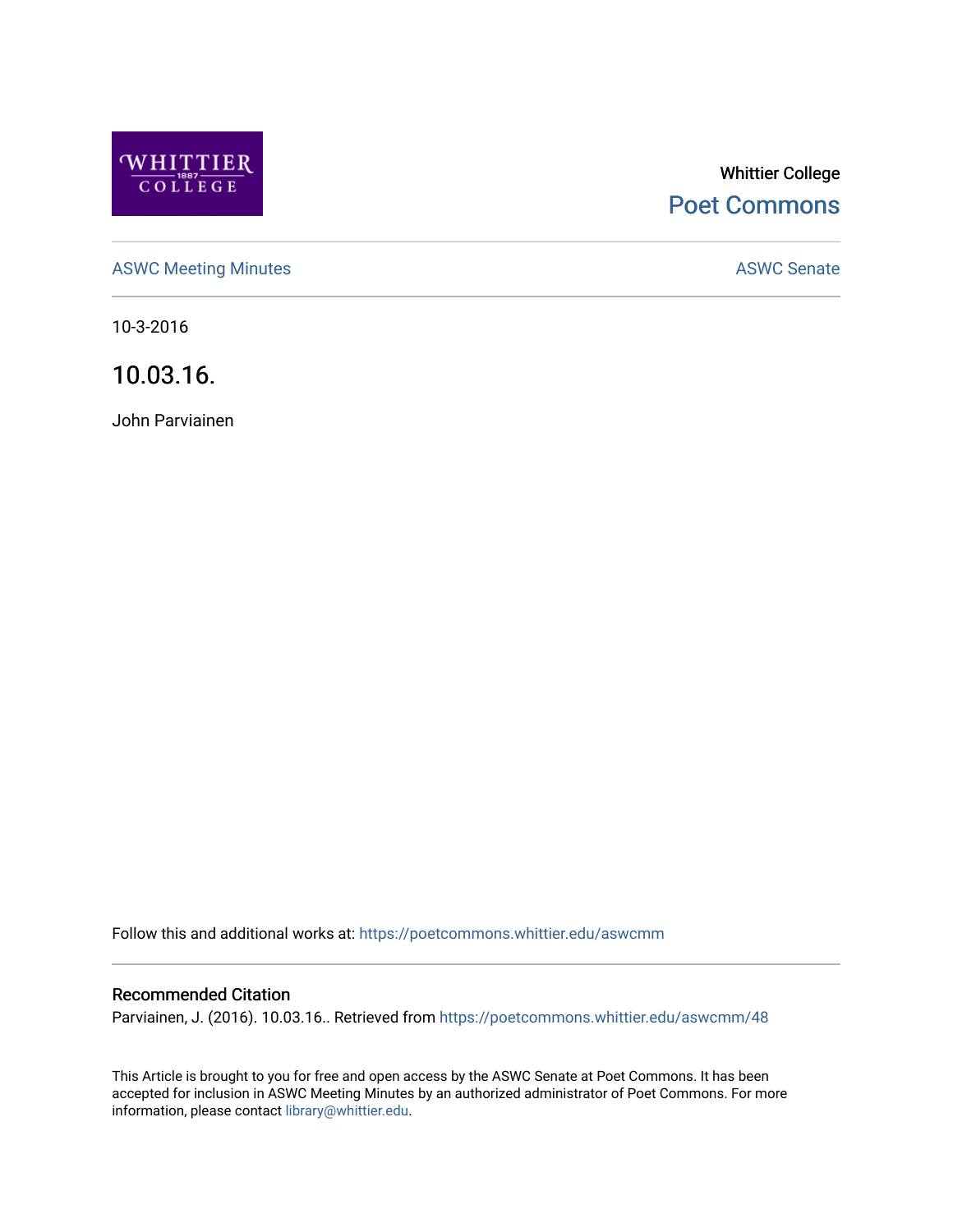Whittier College

Poet Commons

ASWC Meeting Minutes

ASWC Senate

10-3-2016

# 10.03.16.

John Parviainen

Follow this and additional works at: https://poetcommons.whittier.edu/aswcmm

## Recommended Citation

Parviainen, J. (2016). 10.03.16.. Retrieved from https://poetcommons.whittier.edu/aswcmm/48

This Article is brought to you for free and open access by the ASWC Senate at Poet Commons. It has been accepted for inclusion in ASWC Meeting Minutes by an authorized administrator of Poet Commons. For more information, please contact library@whittier.edu.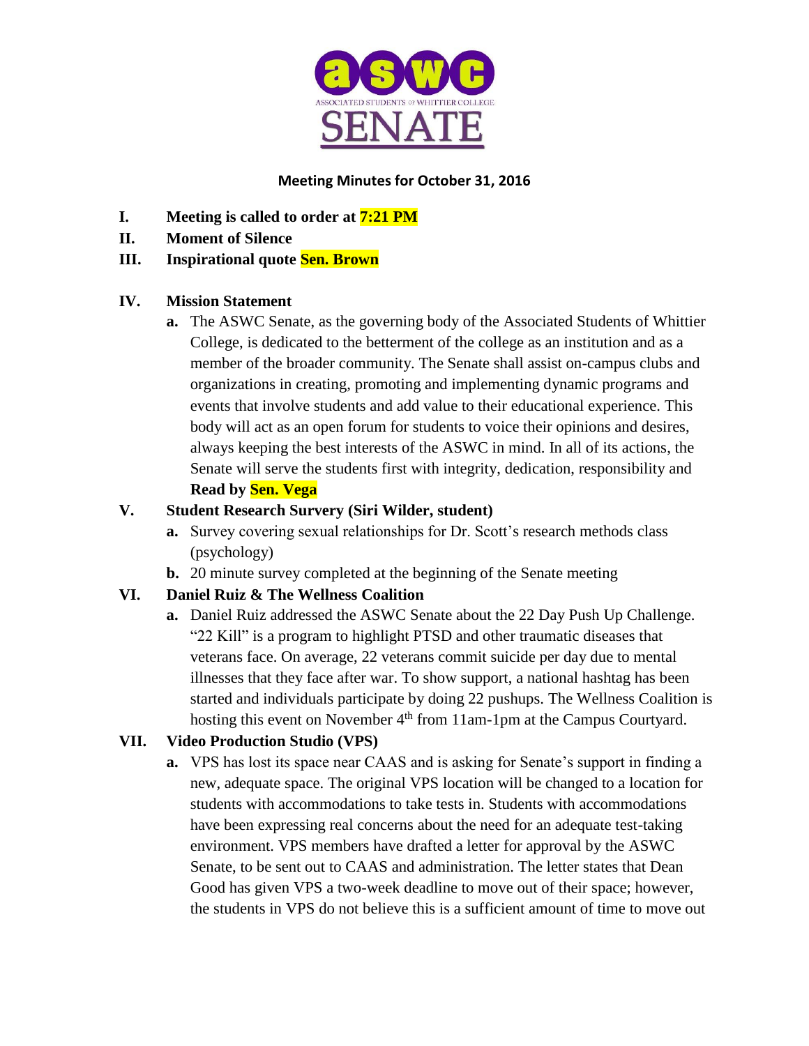# Meeting Minutes for October 31, 2016

**I. Meeting is called to order at 7:21 PM**

**II. Moment of Silence**

**III. Inspirational quote Sen. Brown**

**IV. Mission Statement**

a. The ASWC Senate, as the governing body of the Associated Students of Whittier College, is dedicated to the betterment of the college as an institution and as a member of the broader community. The Senate shall assist on-campus clubs and organizations in creating, promoting and implementing dynamic programs and events that involve students and add value to their educational experience. This body will act as an open forum for students to voice their opinions and desires, always keeping the best interests of the ASWC in mind. In all of its actions, the Senate will serve the students first with integrity, dedication, responsibility and **Read by Sen. Vega**

**V. Student Research Survery (Siri Wilder, student)**

a. Survey covering sexual relationships for Dr. Scott's research methods class (psychology)

b. 20 minute survey completed at the beginning of the Senate meeting

**VI. Daniel Ruiz & The Wellness Coalition**

a. Daniel Ruiz addressed the ASWC Senate about the 22 Day Push Up Challenge. "22 Kill" is a program to highlight PTSD and other traumatic diseases that veterans face. On average, 22 veterans commit suicide per day due to mental illnesses that they face after war. To show support, a national hashtag has been started and individuals participate by doing 22 pushups. The Wellness Coalition is hosting this event on November 4th from 11am-1pm at the Campus Courtyard.

**VII. Video Production Studio (VPS)**

a. VPS has lost its space near CAAS and is asking for Senate's support in finding a new, adequate space. The original VPS location will be changed to a location for students with accommodations to take tests in. Students with accommodations have been expressing real concerns about the need for an adequate test-taking environment. VPS members have drafted a letter for approval by the ASWC Senate, to be sent out to CAAS and administration. The letter states that Dean Good has given VPS a two-week deadline to move out of their space; however, the students in VPS do not believe this is a sufficient amount of time to move out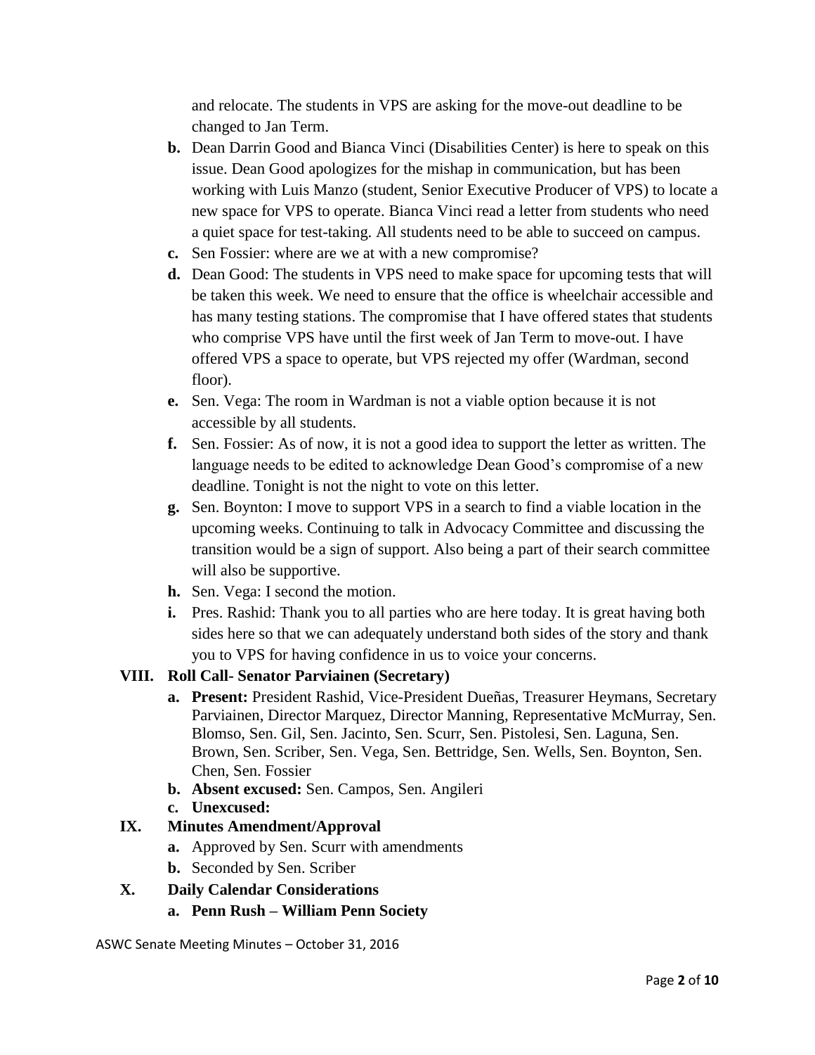and relocate. The students in VPS are asking for the move-out deadline to be changed to Jan Term.

- **b.** Dean Darrin Good and Bianca Vinci (Disabilities Center) is here to speak on this issue. Dean Good apologizes for the mishap in communication, but has been working with Luis Manzo (student, Senior Executive Producer of VPS) to locate a new space for VPS to operate. Bianca Vinci read a letter from students who need a quiet space for test-taking. All students need to be able to succeed on campus.
- **c.** Sen Fossier: where are we at with a new compromise?
- **d.** Dean Good: The students in VPS need to make space for upcoming tests that will be taken this week. We need to ensure that the office is wheelchair accessible and has many testing stations. The compromise that I have offered states that students who comprise VPS have until the first week of Jan Term to move-out. I have offered VPS a space to operate, but VPS rejected my offer (Wardman, second floor).
- **e.** Sen. Vega: The room in Wardman is not a viable option because it is not accessible by all students.
- **f.** Sen. Fossier: As of now, it is not a good idea to support the letter as written. The language needs to be edited to acknowledge Dean Good's compromise of a new deadline. Tonight is not the night to vote on this letter.
- **g.** Sen. Boynton: I move to support VPS in a search to find a viable location in the upcoming weeks. Continuing to talk in Advocacy Committee and discussing the transition would be a sign of support. Also being a part of their search committee will also be supportive.
- **h.** Sen. Vega: I second the motion.
- **i.** Pres. Rashid: Thank you to all parties who are here today. It is great having both sides here so that we can adequately understand both sides of the story and thank you to VPS for having confidence in us to voice your concerns.

## VIII. Roll Call- Senator Parviainen (Secretary)

- **a. Present:** President Rashid, Vice-President Dueñas, Treasurer Heymans, Secretary Parviainen, Director Marquez, Director Manning, Representative McMurray, Sen. Blomso, Sen. Gil, Sen. Jacinto, Sen. Scurr, Sen. Pistolesi, Sen. Laguna, Sen. Brown, Sen. Scriber, Sen. Vega, Sen. Bettridge, Sen. Wells, Sen. Boynton, Sen. Chen, Sen. Fossier
- **b. Absent excused:** Sen. Campos, Sen. Angileri
- **c. Unexcused:**

## IX. Minutes Amendment/Approval

- **a.** Approved by Sen. Scurr with amendments
- **b.** Seconded by Sen. Scriber

## X. Daily Calendar Considerations

- **a. Penn Rush – William Penn Society**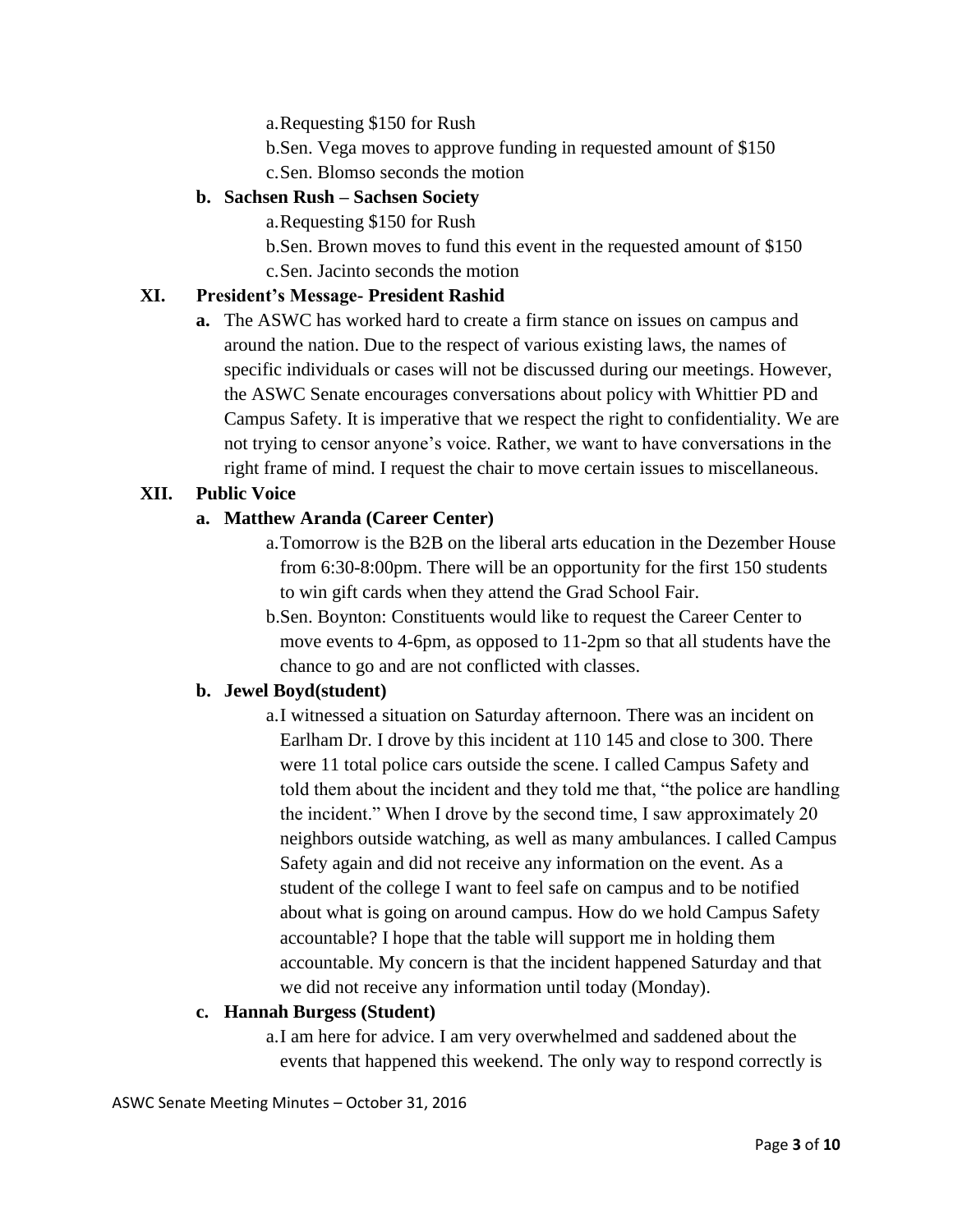a. Requesting $150 for Rush
b. Sen. Vega moves to approve funding in requested amount of $150
c. Sen. Blomso seconds the motion

**b. Sachsen Rush – Sachsen Society**

a. Requesting $150 for Rush
b. Sen. Brown moves to fund this event in the requested amount of $150
c. Sen. Jacinto seconds the motion

## XI. President's Message- President Rashid

**a.** The ASWC has worked hard to create a firm stance on issues on campus and around the nation. Due to the respect of various existing laws, the names of specific individuals or cases will not be discussed during our meetings. However, the ASWC Senate encourages conversations about policy with Whittier PD and Campus Safety. It is imperative that we respect the right to confidentiality. We are not trying to censor anyone's voice. Rather, we want to have conversations in the right frame of mind. I request the chair to move certain issues to miscellaneous.

## XII. Public Voice

**a. Matthew Aranda (Career Center)**

a. Tomorrow is the B2B on the liberal arts education in the Dezember House from 6:30-8:00pm. There will be an opportunity for the first 150 students to win gift cards when they attend the Grad School Fair.
b. Sen. Boynton: Constituents would like to request the Career Center to move events to 4-6pm, as opposed to 11-2pm so that all students have the chance to go and are not conflicted with classes.

**b. Jewel Boyd(student)**

a. I witnessed a situation on Saturday afternoon. There was an incident on Earlham Dr. I drove by this incident at 110 145 and close to 300. There were 11 total police cars outside the scene. I called Campus Safety and told them about the incident and they told me that, "the police are handling the incident." When I drove by the second time, I saw approximately 20 neighbors outside watching, as well as many ambulances. I called Campus Safety again and did not receive any information on the event. As a student of the college I want to feel safe on campus and to be notified about what is going on around campus. How do we hold Campus Safety accountable? I hope that the table will support me in holding them accountable. My concern is that the incident happened Saturday and that we did not receive any information until today (Monday).

**c. Hannah Burgess (Student)**

a. I am here for advice. I am very overwhelmed and saddened about the events that happened this weekend. The only way to respond correctly is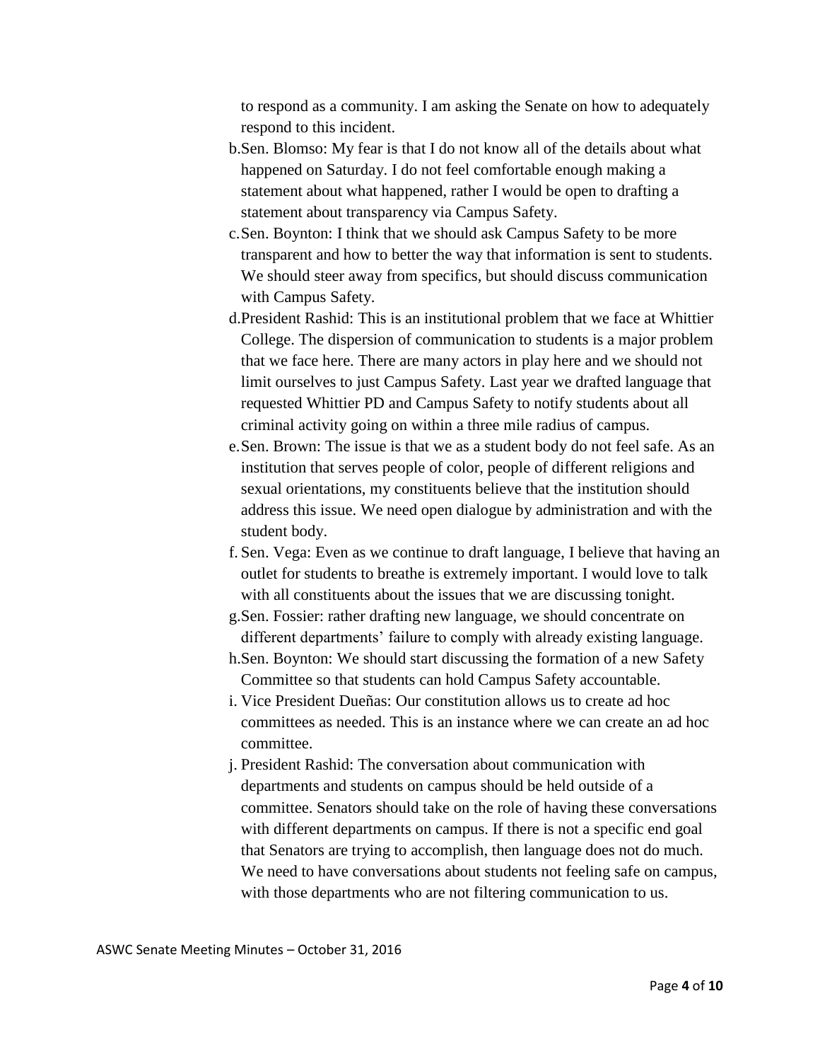to respond as a community. I am asking the Senate on how to adequately respond to this incident.

b. Sen. Blomso: My fear is that I do not know all of the details about what happened on Saturday. I do not feel comfortable enough making a statement about what happened, rather I would be open to drafting a statement about transparency via Campus Safety.
c. Sen. Boynton: I think that we should ask Campus Safety to be more transparent and how to better the way that information is sent to students. We should steer away from specifics, but should discuss communication with Campus Safety.
d. President Rashid: This is an institutional problem that we face at Whittier College. The dispersion of communication to students is a major problem that we face here. There are many actors in play here and we should not limit ourselves to just Campus Safety. Last year we drafted language that requested Whittier PD and Campus Safety to notify students about all criminal activity going on within a three mile radius of campus.
e. Sen. Brown: The issue is that we as a student body do not feel safe. As an institution that serves people of color, people of different religions and sexual orientations, my constituents believe that the institution should address this issue. We need open dialogue by administration and with the student body.
f. Sen. Vega: Even as we continue to draft language, I believe that having an outlet for students to breathe is extremely important. I would love to talk with all constituents about the issues that we are discussing tonight.
g. Sen. Fossier: rather drafting new language, we should concentrate on different departments' failure to comply with already existing language.
h. Sen. Boynton: We should start discussing the formation of a new Safety Committee so that students can hold Campus Safety accountable.
i. Vice President Dueñas: Our constitution allows us to create ad hoc committees as needed. This is an instance where we can create an ad hoc committee.
j. President Rashid: The conversation about communication with departments and students on campus should be held outside of a committee. Senators should take on the role of having these conversations with different departments on campus. If there is not a specific end goal that Senators are trying to accomplish, then language does not do much. We need to have conversations about students not feeling safe on campus, with those departments who are not filtering communication to us.

ASWC Senate Meeting Minutes – October 31, 2016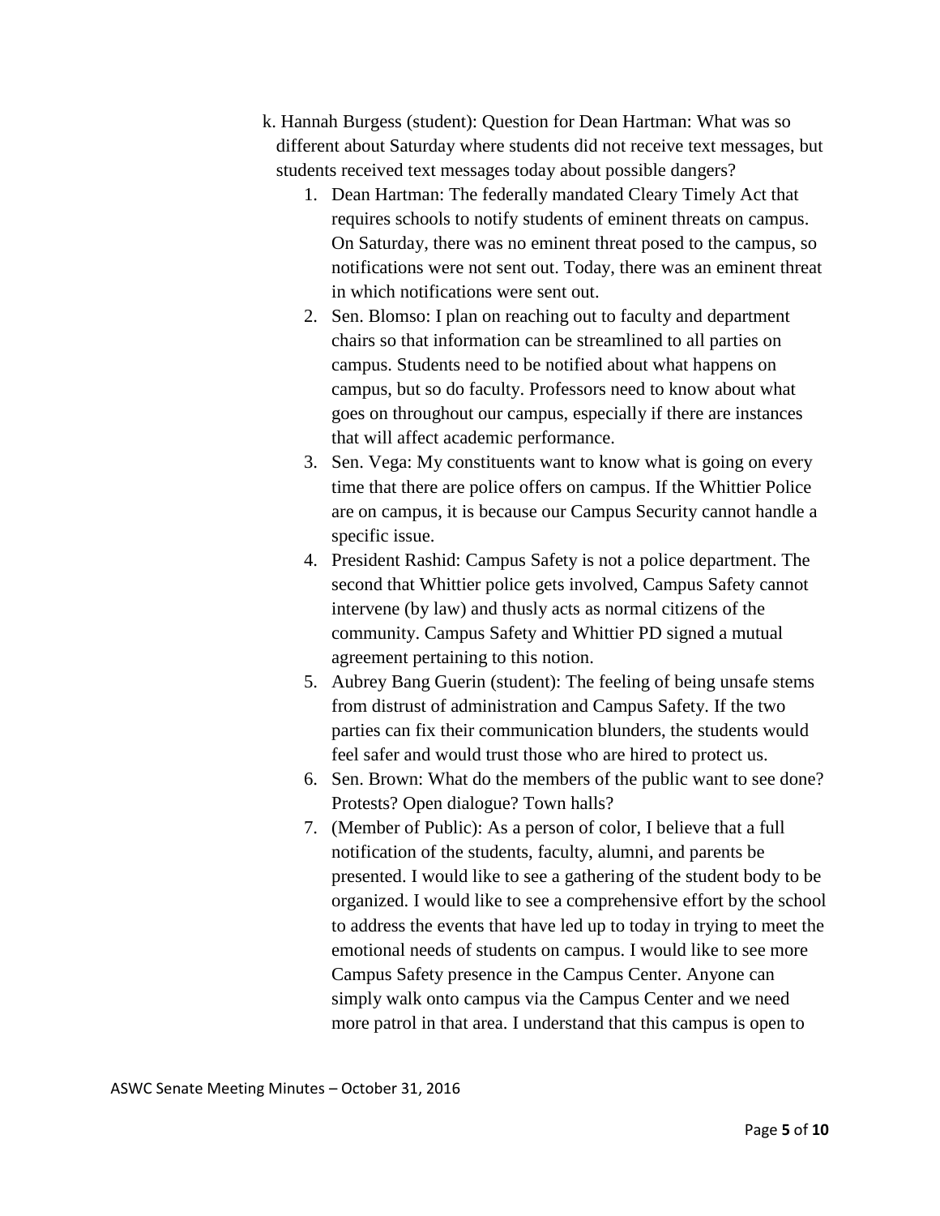k. Hannah Burgess (student): Question for Dean Hartman: What was so different about Saturday where students did not receive text messages, but students received text messages today about possible dangers?

1. Dean Hartman: The federally mandated Cleary Timely Act that requires schools to notify students of eminent threats on campus. On Saturday, there was no eminent threat posed to the campus, so notifications were not sent out. Today, there was an eminent threat in which notifications were sent out.
2. Sen. Blomso: I plan on reaching out to faculty and department chairs so that information can be streamlined to all parties on campus. Students need to be notified about what happens on campus, but so do faculty. Professors need to know about what goes on throughout our campus, especially if there are instances that will affect academic performance.
3. Sen. Vega: My constituents want to know what is going on every time that there are police offers on campus. If the Whittier Police are on campus, it is because our Campus Security cannot handle a specific issue.
4. President Rashid: Campus Safety is not a police department. The second that Whittier police gets involved, Campus Safety cannot intervene (by law) and thusly acts as normal citizens of the community. Campus Safety and Whittier PD signed a mutual agreement pertaining to this notion.
5. Aubrey Bang Guerin (student): The feeling of being unsafe stems from distrust of administration and Campus Safety. If the two parties can fix their communication blunders, the students would feel safer and would trust those who are hired to protect us.
6. Sen. Brown: What do the members of the public want to see done? Protests? Open dialogue? Town halls?
7. (Member of Public): As a person of color, I believe that a full notification of the students, faculty, alumni, and parents be presented. I would like to see a gathering of the student body to be organized. I would like to see a comprehensive effort by the school to address the events that have led up to today in trying to meet the emotional needs of students on campus. I would like to see more Campus Safety presence in the Campus Center. Anyone can simply walk onto campus via the Campus Center and we need more patrol in that area. I understand that this campus is open to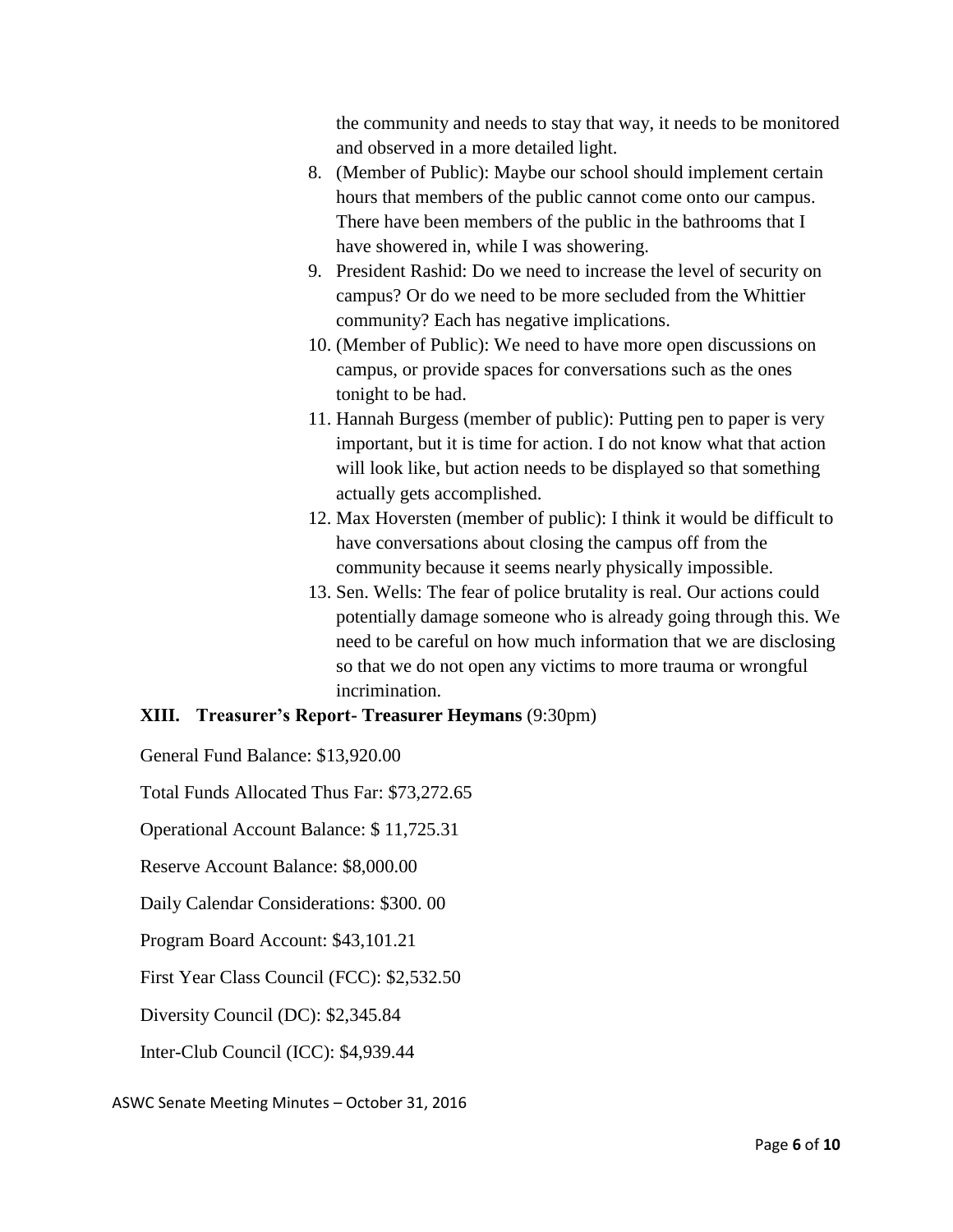the community and needs to stay that way, it needs to be monitored and observed in a more detailed light.

8. (Member of Public): Maybe our school should implement certain hours that members of the public cannot come onto our campus. There have been members of the public in the bathrooms that I have showered in, while I was showering.
9. President Rashid: Do we need to increase the level of security on campus? Or do we need to be more secluded from the Whittier community? Each has negative implications.
10. (Member of Public): We need to have more open discussions on campus, or provide spaces for conversations such as the ones tonight to be had.
11. Hannah Burgess (member of public): Putting pen to paper is very important, but it is time for action. I do not know what that action will look like, but action needs to be displayed so that something actually gets accomplished.
12. Max Hoversten (member of public): I think it would be difficult to have conversations about closing the campus off from the community because it seems nearly physically impossible.
13. Sen. Wells: The fear of police brutality is real. Our actions could potentially damage someone who is already going through this. We need to be careful on how much information that we are disclosing so that we do not open any victims to more trauma or wrongful incrimination.

**XIII. Treasurer's Report- Treasurer Heymans** (9:30pm)

General Fund Balance: $13,920.00

Total Funds Allocated Thus Far: $73,272.65

Operational Account Balance: $ 11,725.31

Reserve Account Balance: $8,000.00

Daily Calendar Considerations: $300. 00

Program Board Account: $43,101.21

First Year Class Council (FCC): $2,532.50

Diversity Council (DC): $2,345.84

Inter-Club Council (ICC): $4,939.44

ASWC Senate Meeting Minutes – October 31, 2016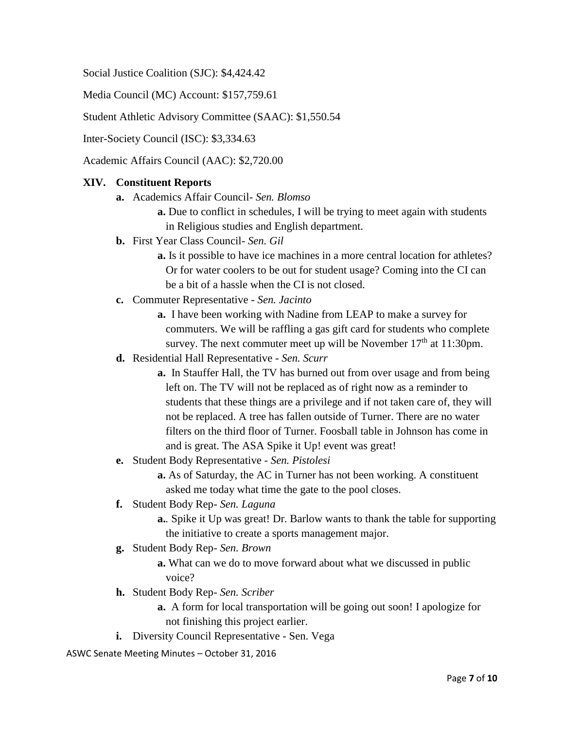Social Justice Coalition (SJC): $4,424.42

Media Council (MC) Account: $157,759.61

Student Athletic Advisory Committee (SAAC): $1,550.54

Inter-Society Council (ISC): $3,334.63

Academic Affairs Council (AAC): $2,720.00

## XIV. Constituent Reports

- **a.** Academics Affair Council- *Sen. Blomso*
  - **a.** Due to conflict in schedules, I will be trying to meet again with students in Religious studies and English department.
- **b.** First Year Class Council- *Sen. Gil*
  - **a.** Is it possible to have ice machines in a more central location for athletes? Or for water coolers to be out for student usage? Coming into the CI can be a bit of a hassle when the CI is not closed.
- **c.** Commuter Representative - *Sen. Jacinto*
  - **a.** I have been working with Nadine from LEAP to make a survey for commuters. We will be raffling a gas gift card for students who complete survey. The next commuter meet up will be November 17th at 11:30pm.
- **d.** Residential Hall Representative - *Sen. Scurr*
  - **a.** In Stauffer Hall, the TV has burned out from over usage and from being left on. The TV will not be replaced as of right now as a reminder to students that these things are a privilege and if not taken care of, they will not be replaced. A tree has fallen outside of Turner. There are no water filters on the third floor of Turner. Foosball table in Johnson has come in and is great. The ASA Spike it Up! event was great!
- **e.** Student Body Representative - *Sen. Pistolesi*
  - **a.** As of Saturday, the AC in Turner has not been working. A constituent asked me today what time the gate to the pool closes.
- **f.** Student Body Rep- *Sen. Laguna*
  - **a.**. Spike it Up was great! Dr. Barlow wants to thank the table for supporting the initiative to create a sports management major.
- **g.** Student Body Rep- *Sen. Brown*
  - **a.** What can we do to move forward about what we discussed in public voice?
- **h.** Student Body Rep- *Sen. Scriber*
  - **a.** A form for local transportation will be going out soon! I apologize for not finishing this project earlier.
- **i.** Diversity Council Representative - Sen. Vega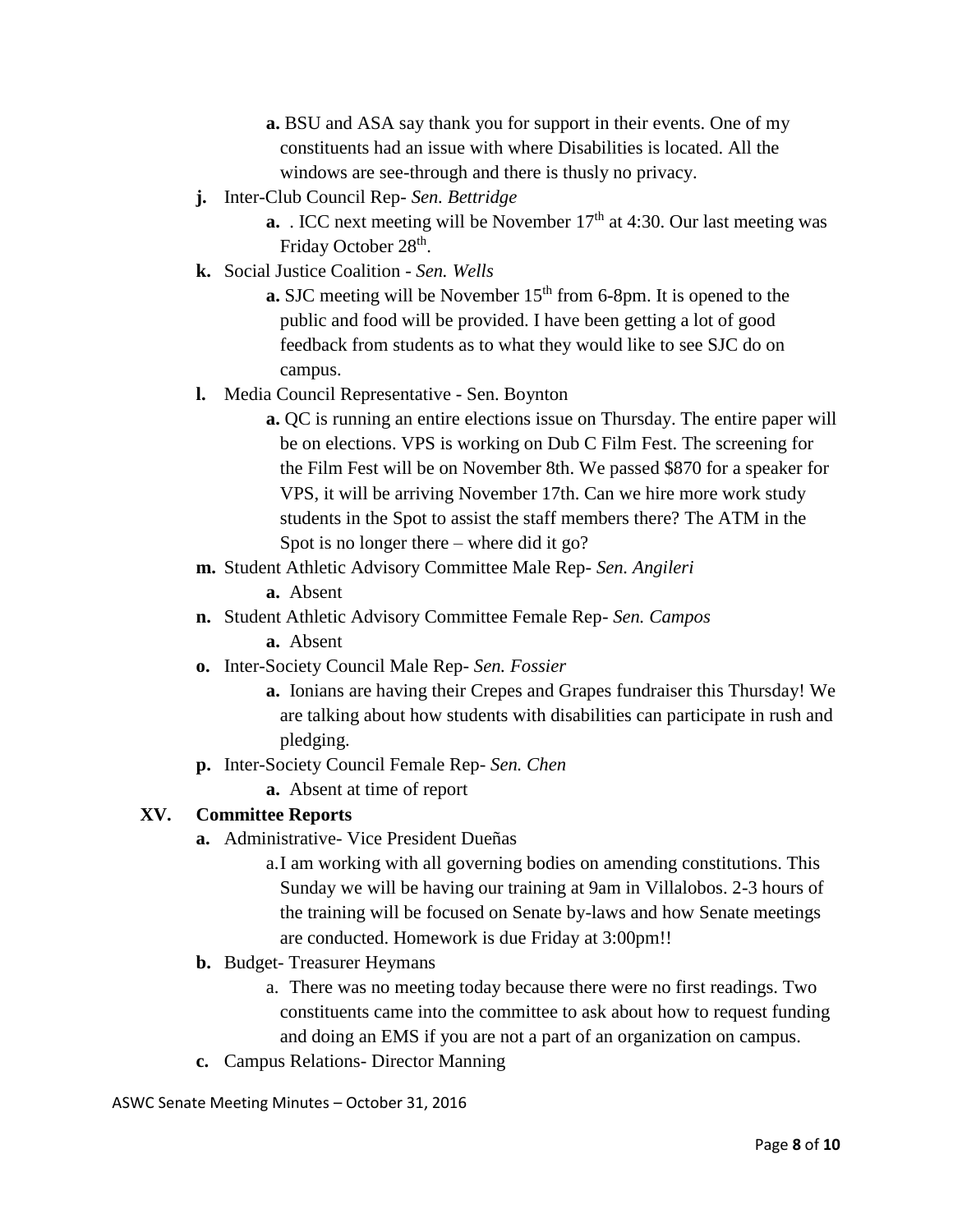- **a.** BSU and ASA say thank you for support in their events. One of my constituents had an issue with where Disabilities is located. All the windows are see-through and there is thusly no privacy.

**j.** Inter-Club Council Rep- *Sen. Bettridge*

- **a.** . ICC next meeting will be November 17th at 4:30. Our last meeting was Friday October 28th.

**k.** Social Justice Coalition - *Sen. Wells*

- **a.** SJC meeting will be November 15th from 6-8pm. It is opened to the public and food will be provided. I have been getting a lot of good feedback from students as to what they would like to see SJC do on campus.

**l.** Media Council Representative - Sen. Boynton

- **a.** QC is running an entire elections issue on Thursday. The entire paper will be on elections. VPS is working on Dub C Film Fest. The screening for the Film Fest will be on November 8th. We passed $870 for a speaker for VPS, it will be arriving November 17th. Can we hire more work study students in the Spot to assist the staff members there? The ATM in the Spot is no longer there – where did it go?

**m.** Student Athletic Advisory Committee Male Rep- *Sen. Angileri*

- **a.** Absent

**n.** Student Athletic Advisory Committee Female Rep- *Sen. Campos*

- **a.** Absent

**o.** Inter-Society Council Male Rep- *Sen. Fossier*

- **a.** Ionians are having their Crepes and Grapes fundraiser this Thursday! We are talking about how students with disabilities can participate in rush and pledging.

**p.** Inter-Society Council Female Rep- *Sen. Chen*

- **a.** Absent at time of report

## XV. Committee Reports

**a.** Administrative- Vice President Dueñas

- a. I am working with all governing bodies on amending constitutions. This Sunday we will be having our training at 9am in Villalobos. 2-3 hours of the training will be focused on Senate by-laws and how Senate meetings are conducted. Homework is due Friday at 3:00pm!!

**b.** Budget- Treasurer Heymans

- a. There was no meeting today because there were no first readings. Two constituents came into the committee to ask about how to request funding and doing an EMS if you are not a part of an organization on campus.

**c.** Campus Relations- Director Manning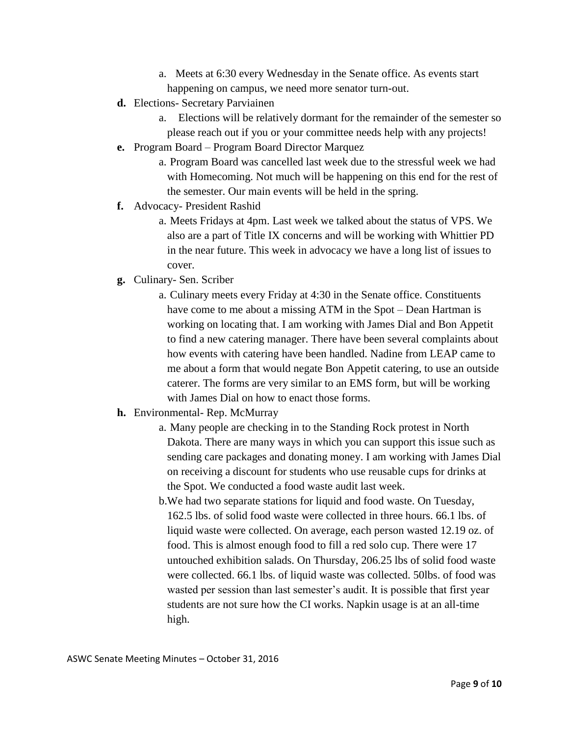a. Meets at 6:30 every Wednesday in the Senate office. As events start happening on campus, we need more senator turn-out.

**d.** Elections- Secretary Parviainen

   a. Elections will be relatively dormant for the remainder of the semester so please reach out if you or your committee needs help with any projects!

**e.** Program Board – Program Board Director Marquez

   a. Program Board was cancelled last week due to the stressful week we had with Homecoming. Not much will be happening on this end for the rest of the semester. Our main events will be held in the spring.

**f.** Advocacy- President Rashid

   a. Meets Fridays at 4pm. Last week we talked about the status of VPS. We also are a part of Title IX concerns and will be working with Whittier PD in the near future. This week in advocacy we have a long list of issues to cover.

**g.** Culinary- Sen. Scriber

   a. Culinary meets every Friday at 4:30 in the Senate office. Constituents have come to me about a missing ATM in the Spot – Dean Hartman is working on locating that. I am working with James Dial and Bon Appetit to find a new catering manager. There have been several complaints about how events with catering have been handled. Nadine from LEAP came to me about a form that would negate Bon Appetit catering, to use an outside caterer. The forms are very similar to an EMS form, but will be working with James Dial on how to enact those forms.

**h.** Environmental- Rep. McMurray

   a. Many people are checking in to the Standing Rock protest in North Dakota. There are many ways in which you can support this issue such as sending care packages and donating money. I am working with James Dial on receiving a discount for students who use reusable cups for drinks at the Spot. We conducted a food waste audit last week.

   b. We had two separate stations for liquid and food waste. On Tuesday, 162.5 lbs. of solid food waste were collected in three hours. 66.1 lbs. of liquid waste were collected. On average, each person wasted 12.19 oz. of food. This is almost enough food to fill a red solo cup. There were 17 untouched exhibition salads. On Thursday, 206.25 lbs of solid food waste were collected. 66.1 lbs. of liquid waste was collected. 50lbs. of food was wasted per session than last semester's audit. It is possible that first year students are not sure how the CI works. Napkin usage is at an all-time high.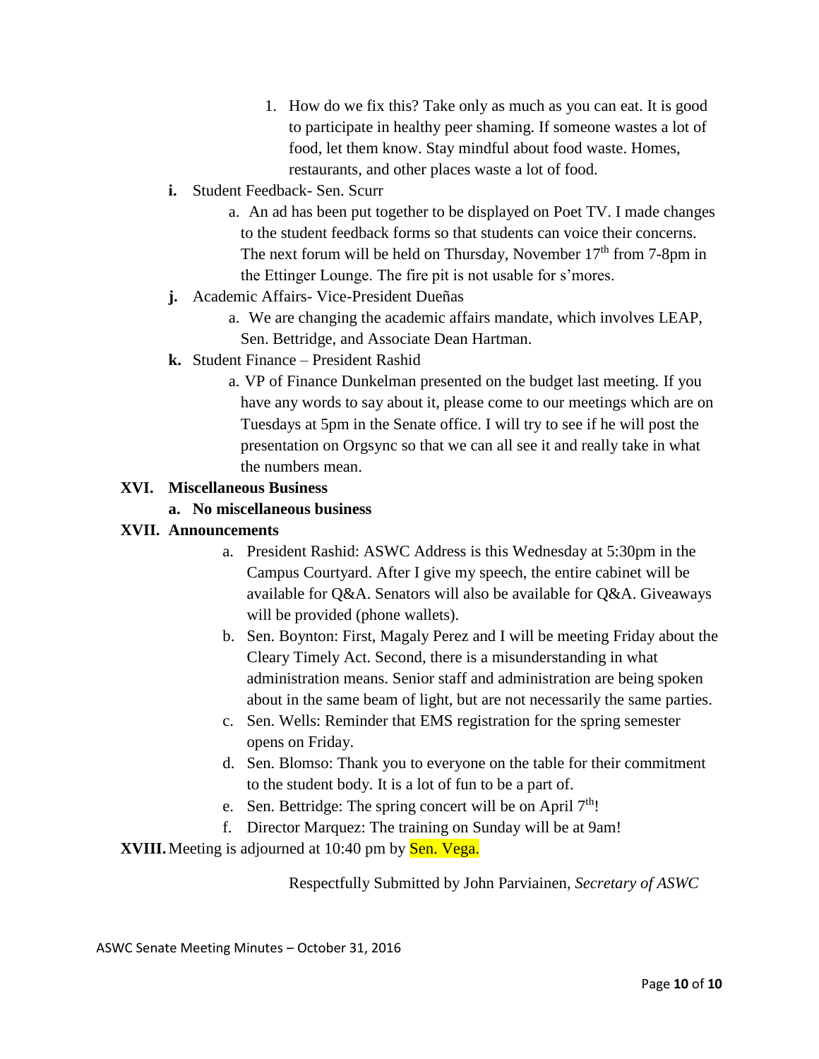1. How do we fix this? Take only as much as you can eat. It is good to participate in healthy peer shaming. If someone wastes a lot of food, let them know. Stay mindful about food waste. Homes, restaurants, and other places waste a lot of food.

**i.** Student Feedback- Sen. Scurr

a. An ad has been put together to be displayed on Poet TV. I made changes to the student feedback forms so that students can voice their concerns. The next forum will be held on Thursday, November 17th from 7-8pm in the Ettinger Lounge. The fire pit is not usable for s'mores.

**j.** Academic Affairs- Vice-President Dueñas

a. We are changing the academic affairs mandate, which involves LEAP, Sen. Bettridge, and Associate Dean Hartman.

**k.** Student Finance – President Rashid

a. VP of Finance Dunkelman presented on the budget last meeting. If you have any words to say about it, please come to our meetings which are on Tuesdays at 5pm in the Senate office. I will try to see if he will post the presentation on Orgsync so that we can all see it and really take in what the numbers mean.

**XVI. Miscellaneous Business**

**a. No miscellaneous business**

**XVII. Announcements**

a. President Rashid: ASWC Address is this Wednesday at 5:30pm in the Campus Courtyard. After I give my speech, the entire cabinet will be available for Q&A. Senators will also be available for Q&A. Giveaways will be provided (phone wallets).

b. Sen. Boynton: First, Magaly Perez and I will be meeting Friday about the Cleary Timely Act. Second, there is a misunderstanding in what administration means. Senior staff and administration are being spoken about in the same beam of light, but are not necessarily the same parties.

c. Sen. Wells: Reminder that EMS registration for the spring semester opens on Friday.

d. Sen. Blomso: Thank you to everyone on the table for their commitment to the student body. It is a lot of fun to be a part of.

e. Sen. Bettridge: The spring concert will be on April 7th!

f. Director Marquez: The training on Sunday will be at 9am!

**XVIII.** Meeting is adjourned at 10:40 pm by Sen. Vega.

Respectfully Submitted by John Parviainen, *Secretary of ASWC*